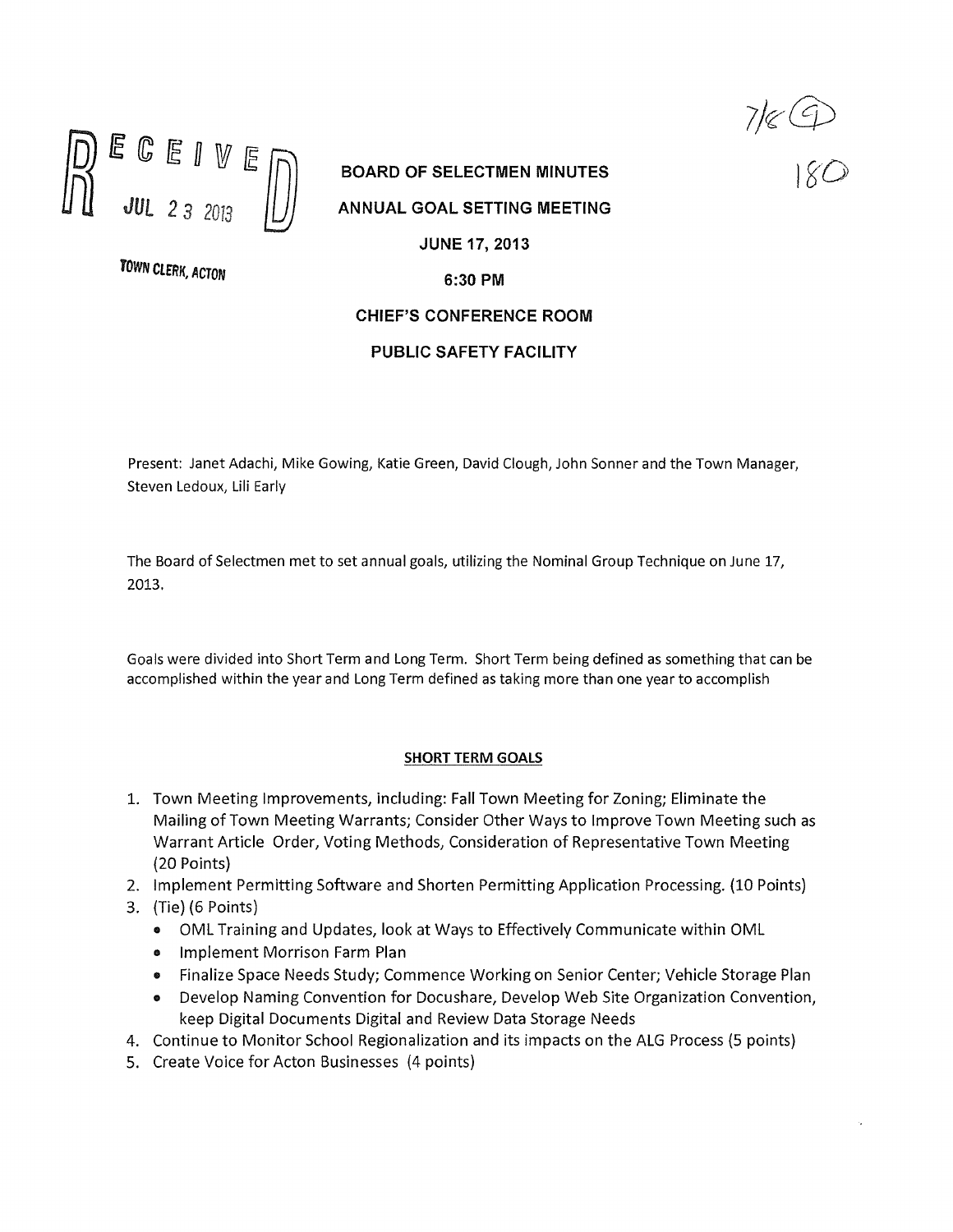RECEIVED
JUL 23 2013
TOWN CLERK, ACTON

7/8 (9)
180

**BOARD OF SELECTMEN MINUTES**

**ANNUAL GOAL SETTING MEETING**

**JUNE 17, 2013**

**6:30 PM**

**CHIEF'S CONFERENCE ROOM**

**PUBLIC SAFETY FACILITY**

Present: Janet Adachi, Mike Gowing, Katie Green, David Clough, John Sonner and the Town Manager, Steven Ledoux, Lili Early

The Board of Selectmen met to set annual goals, utilizing the Nominal Group Technique on June 17, 2013.

Goals were divided into Short Term and Long Term. Short Term being defined as something that can be accomplished within the year and Long Term defined as taking more than one year to accomplish

**SHORT TERM GOALS**

1. Town Meeting Improvements, including: Fall Town Meeting for Zoning; Eliminate the Mailing of Town Meeting Warrants; Consider Other Ways to Improve Town Meeting such as Warrant Article Order, Voting Methods, Consideration of Representative Town Meeting (20 Points)
2. Implement Permitting Software and Shorten Permitting Application Processing. (10 Points)
3. (Tie) (6 Points)
   - OML Training and Updates, look at Ways to Effectively Communicate within OML
   - Implement Morrison Farm Plan
   - Finalize Space Needs Study; Commence Working on Senior Center; Vehicle Storage Plan
   - Develop Naming Convention for Docushare, Develop Web Site Organization Convention, keep Digital Documents Digital and Review Data Storage Needs
4. Continue to Monitor School Regionalization and its impacts on the ALG Process (5 points)
5. Create Voice for Acton Businesses (4 points)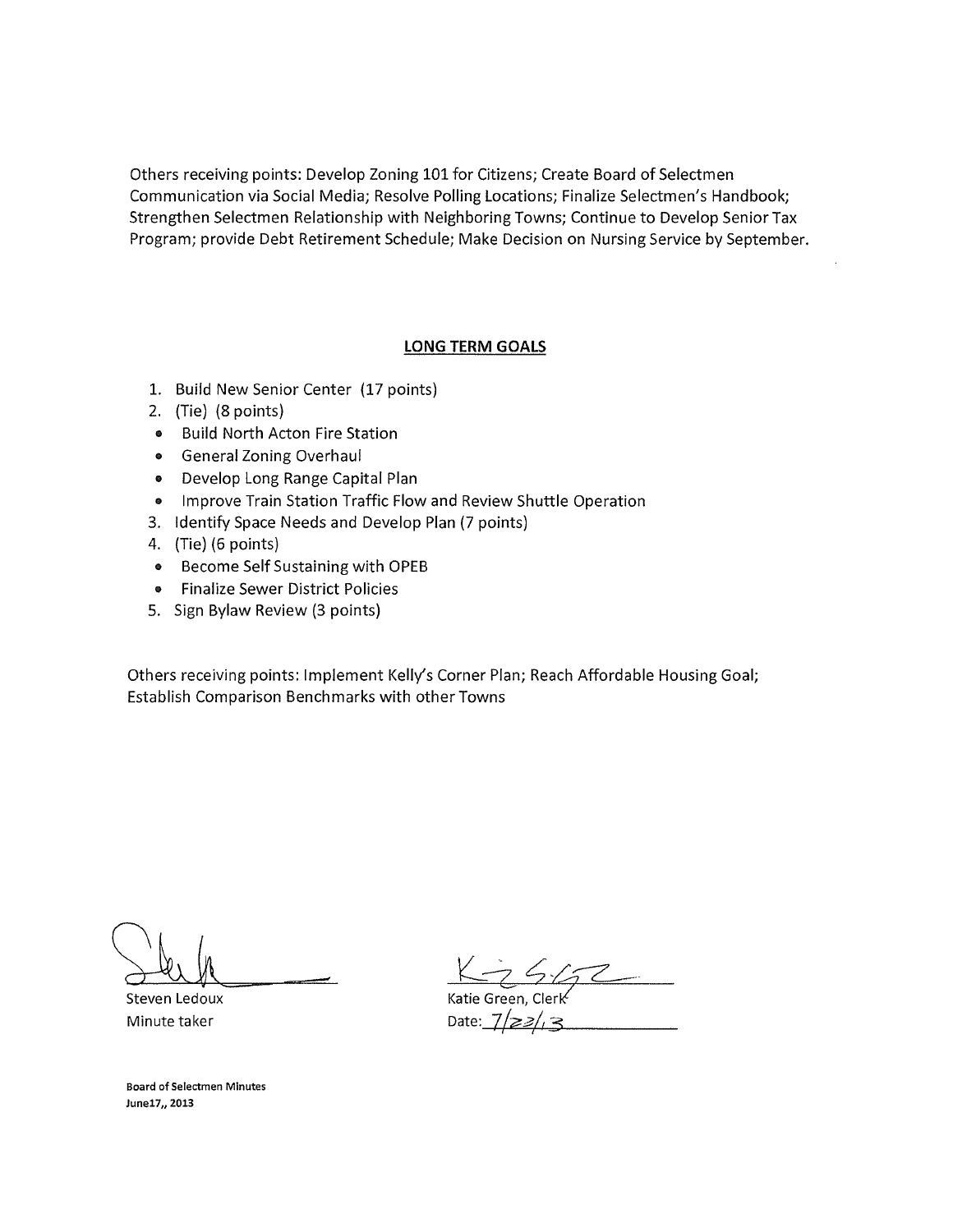Others receiving points: Develop Zoning 101 for Citizens; Create Board of Selectmen Communication via Social Media; Resolve Polling Locations; Finalize Selectmen's Handbook; Strengthen Selectmen Relationship with Neighboring Towns; Continue to Develop Senior Tax Program; provide Debt Retirement Schedule; Make Decision on Nursing Service by September.

## LONG TERM GOALS

1. Build New Senior Center (17 points)
2. (Tie) (8 points)
   - Build North Acton Fire Station
   - General Zoning Overhaul
   - Develop Long Range Capital Plan
   - Improve Train Station Traffic Flow and Review Shuttle Operation
3. Identify Space Needs and Develop Plan (7 points)
4. (Tie) (6 points)
   - Become Self Sustaining with OPEB
   - Finalize Sewer District Policies
5. Sign Bylaw Review (3 points)

Others receiving points: Implement Kelly's Corner Plan; Reach Affordable Housing Goal; Establish Comparison Benchmarks with other Towns

Steven Ledoux
Minute taker

Katie Green, Clerk
Date: 7/22/13

Board of Selectmen Minutes
June17,, 2013